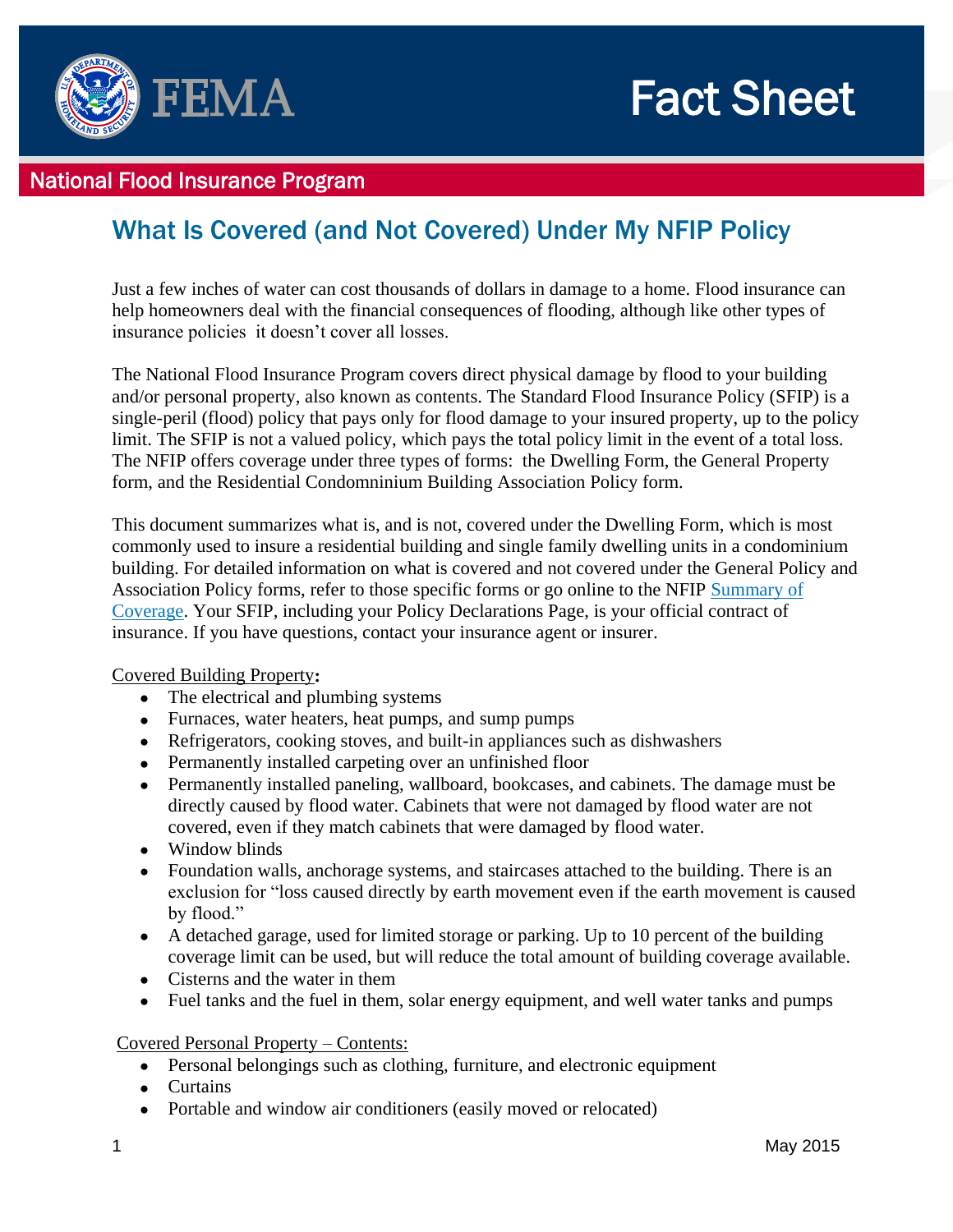FEMA

# Fact Sheet

National Flood Insurance Program

## What Is Covered (and Not Covered) Under My NFIP Policy

Just a few inches of water can cost thousands of dollars in damage to a home. Flood insurance can help homeowners deal with the financial consequences of flooding, although like other types of insurance policies it doesn't cover all losses.

The National Flood Insurance Program covers direct physical damage by flood to your building and/or personal property, also known as contents. The Standard Flood Insurance Policy (SFIP) is a single-peril (flood) policy that pays only for flood damage to your insured property, up to the policy limit. The SFIP is not a valued policy, which pays the total policy limit in the event of a total loss. The NFIP offers coverage under three types of forms: the Dwelling Form, the General Property form, and the Residential Condomninium Building Association Policy form.

This document summarizes what is, and is not, covered under the Dwelling Form, which is most commonly used to insure a residential building and single family dwelling units in a condominium building. For detailed information on what is covered and not covered under the General Policy and Association Policy forms, refer to those specific forms or go online to the NFIP Summary of Coverage. Your SFIP, including your Policy Declarations Page, is your official contract of insurance. If you have questions, contact your insurance agent or insurer.

Covered Building Property**:**

- The electrical and plumbing systems
- Furnaces, water heaters, heat pumps, and sump pumps
- Refrigerators, cooking stoves, and built-in appliances such as dishwashers
- Permanently installed carpeting over an unfinished floor
- Permanently installed paneling, wallboard, bookcases, and cabinets. The damage must be directly caused by flood water. Cabinets that were not damaged by flood water are not covered, even if they match cabinets that were damaged by flood water.
- Window blinds
- Foundation walls, anchorage systems, and staircases attached to the building. There is an exclusion for "loss caused directly by earth movement even if the earth movement is caused by flood."
- A detached garage, used for limited storage or parking. Up to 10 percent of the building coverage limit can be used, but will reduce the total amount of building coverage available.
- Cisterns and the water in them
- Fuel tanks and the fuel in them, solar energy equipment, and well water tanks and pumps

Covered Personal Property – Contents:

- Personal belongings such as clothing, furniture, and electronic equipment
- Curtains
- Portable and window air conditioners (easily moved or relocated)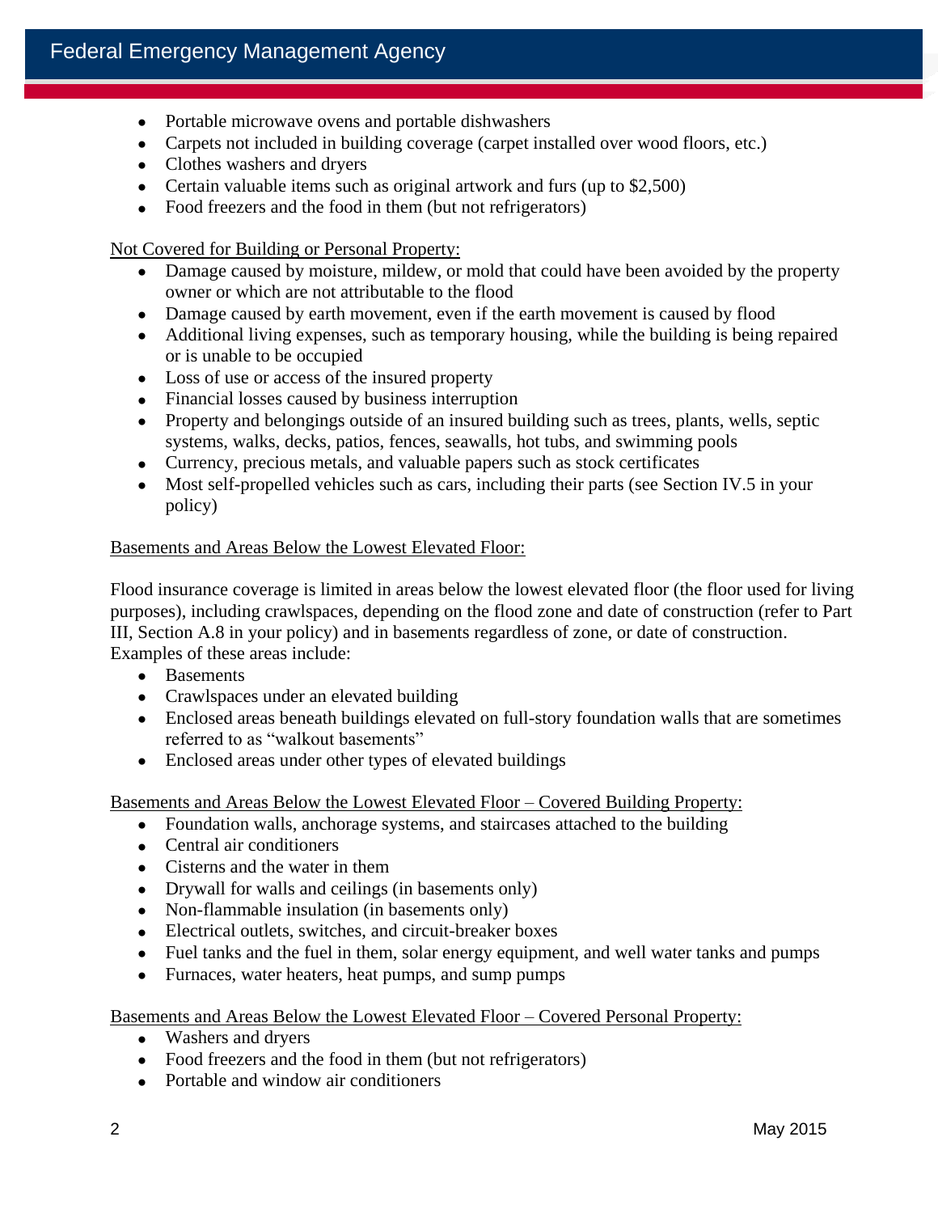- Portable microwave ovens and portable dishwashers
- Carpets not included in building coverage (carpet installed over wood floors, etc.)
- Clothes washers and dryers
- Certain valuable items such as original artwork and furs (up to $2,500)
- Food freezers and the food in them (but not refrigerators)

Not Covered for Building or Personal Property:

- Damage caused by moisture, mildew, or mold that could have been avoided by the property owner or which are not attributable to the flood
- Damage caused by earth movement, even if the earth movement is caused by flood
- Additional living expenses, such as temporary housing, while the building is being repaired or is unable to be occupied
- Loss of use or access of the insured property
- Financial losses caused by business interruption
- Property and belongings outside of an insured building such as trees, plants, wells, septic systems, walks, decks, patios, fences, seawalls, hot tubs, and swimming pools
- Currency, precious metals, and valuable papers such as stock certificates
- Most self-propelled vehicles such as cars, including their parts (see Section IV.5 in your policy)

Basements and Areas Below the Lowest Elevated Floor:

Flood insurance coverage is limited in areas below the lowest elevated floor (the floor used for living purposes), including crawlspaces, depending on the flood zone and date of construction (refer to Part III, Section A.8 in your policy) and in basements regardless of zone, or date of construction. Examples of these areas include:

- Basements
- Crawlspaces under an elevated building
- Enclosed areas beneath buildings elevated on full-story foundation walls that are sometimes referred to as "walkout basements"
- Enclosed areas under other types of elevated buildings

Basements and Areas Below the Lowest Elevated Floor – Covered Building Property:

- Foundation walls, anchorage systems, and staircases attached to the building
- Central air conditioners
- Cisterns and the water in them
- Drywall for walls and ceilings (in basements only)
- Non-flammable insulation (in basements only)
- Electrical outlets, switches, and circuit-breaker boxes
- Fuel tanks and the fuel in them, solar energy equipment, and well water tanks and pumps
- Furnaces, water heaters, heat pumps, and sump pumps

Basements and Areas Below the Lowest Elevated Floor – Covered Personal Property:

- Washers and dryers
- Food freezers and the food in them (but not refrigerators)
- Portable and window air conditioners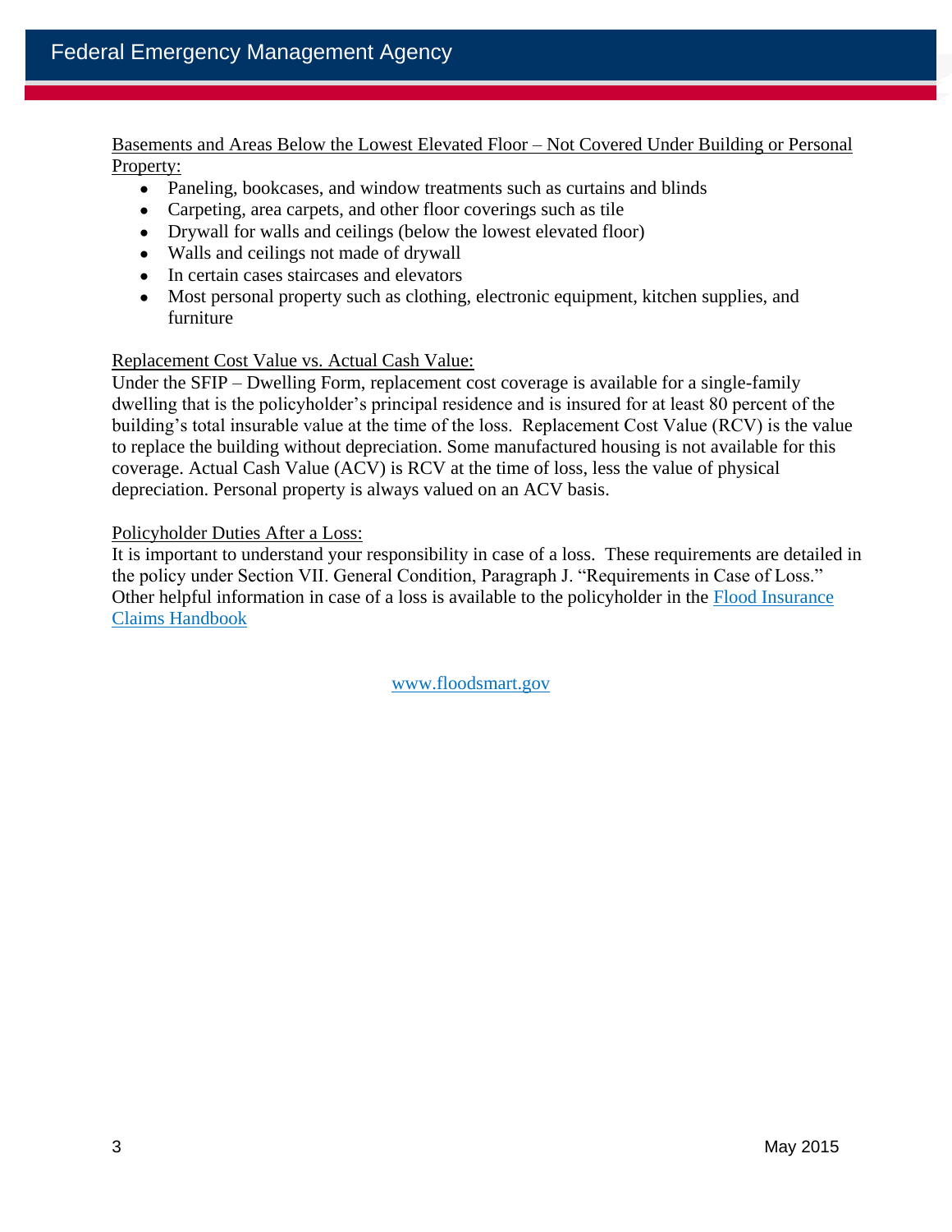Basements and Areas Below the Lowest Elevated Floor – Not Covered Under Building or Personal Property:

- Paneling, bookcases, and window treatments such as curtains and blinds
- Carpeting, area carpets, and other floor coverings such as tile
- Drywall for walls and ceilings (below the lowest elevated floor)
- Walls and ceilings not made of drywall
- In certain cases staircases and elevators
- Most personal property such as clothing, electronic equipment, kitchen supplies, and furniture

Replacement Cost Value vs. Actual Cash Value:

Under the SFIP – Dwelling Form, replacement cost coverage is available for a single-family dwelling that is the policyholder's principal residence and is insured for at least 80 percent of the building's total insurable value at the time of the loss. Replacement Cost Value (RCV) is the value to replace the building without depreciation. Some manufactured housing is not available for this coverage. Actual Cash Value (ACV) is RCV at the time of loss, less the value of physical depreciation. Personal property is always valued on an ACV basis.

Policyholder Duties After a Loss:

It is important to understand your responsibility in case of a loss. These requirements are detailed in the policy under Section VII. General Condition, Paragraph J. "Requirements in Case of Loss." Other helpful information in case of a loss is available to the policyholder in the Flood Insurance Claims Handbook

www.floodsmart.gov